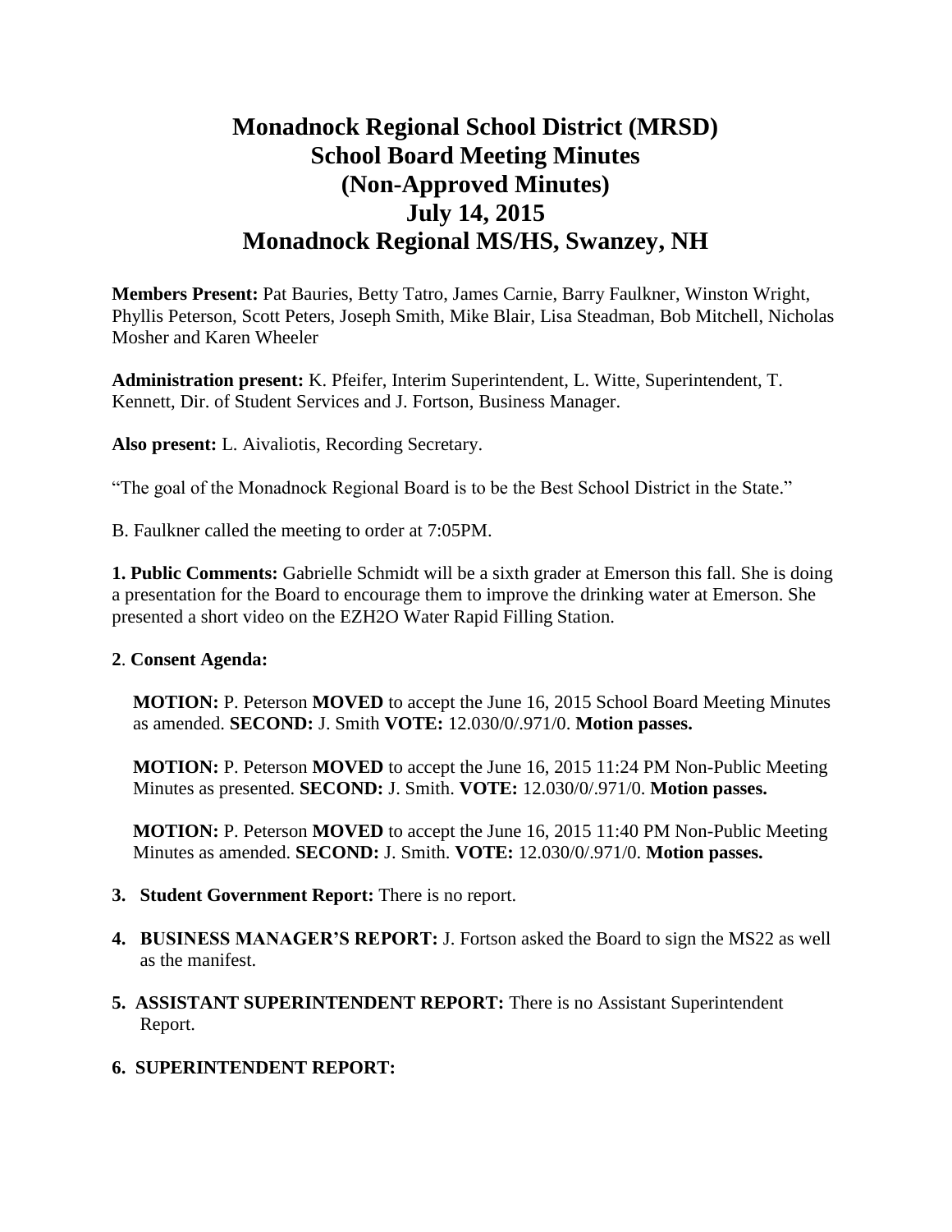# Monadnock Regional School District (MRSD)
# School Board Meeting Minutes
# (Non-Approved Minutes)
# July 14, 2015
# Monadnock Regional MS/HS, Swanzey, NH

**Members Present:** Pat Bauries, Betty Tatro, James Carnie, Barry Faulkner, Winston Wright, Phyllis Peterson, Scott Peters, Joseph Smith, Mike Blair, Lisa Steadman, Bob Mitchell, Nicholas Mosher and Karen Wheeler

**Administration present:** K. Pfeifer, Interim Superintendent, L. Witte, Superintendent, T. Kennett, Dir. of Student Services and J. Fortson, Business Manager.

**Also present:** L. Aivaliotis, Recording Secretary.

"The goal of the Monadnock Regional Board is to be the Best School District in the State."

B. Faulkner called the meeting to order at 7:05PM.

**1. Public Comments:** Gabrielle Schmidt will be a sixth grader at Emerson this fall. She is doing a presentation for the Board to encourage them to improve the drinking water at Emerson. She presented a short video on the EZH2O Water Rapid Filling Station.

**2**. **Consent Agenda:**

**MOTION:** P. Peterson **MOVED** to accept the June 16, 2015 School Board Meeting Minutes as amended. **SECOND:** J. Smith **VOTE:** 12.030/0/.971/0. **Motion passes.**

**MOTION:** P. Peterson **MOVED** to accept the June 16, 2015 11:24 PM Non-Public Meeting Minutes as presented. **SECOND:** J. Smith. **VOTE:** 12.030/0/.971/0. **Motion passes.**

**MOTION:** P. Peterson **MOVED** to accept the June 16, 2015 11:40 PM Non-Public Meeting Minutes as amended. **SECOND:** J. Smith. **VOTE:** 12.030/0/.971/0. **Motion passes.**

**3. Student Government Report:** There is no report.

**4. BUSINESS MANAGER'S REPORT:** J. Fortson asked the Board to sign the MS22 as well as the manifest.

**5. ASSISTANT SUPERINTENDENT REPORT:** There is no Assistant Superintendent Report.

**6. SUPERINTENDENT REPORT:**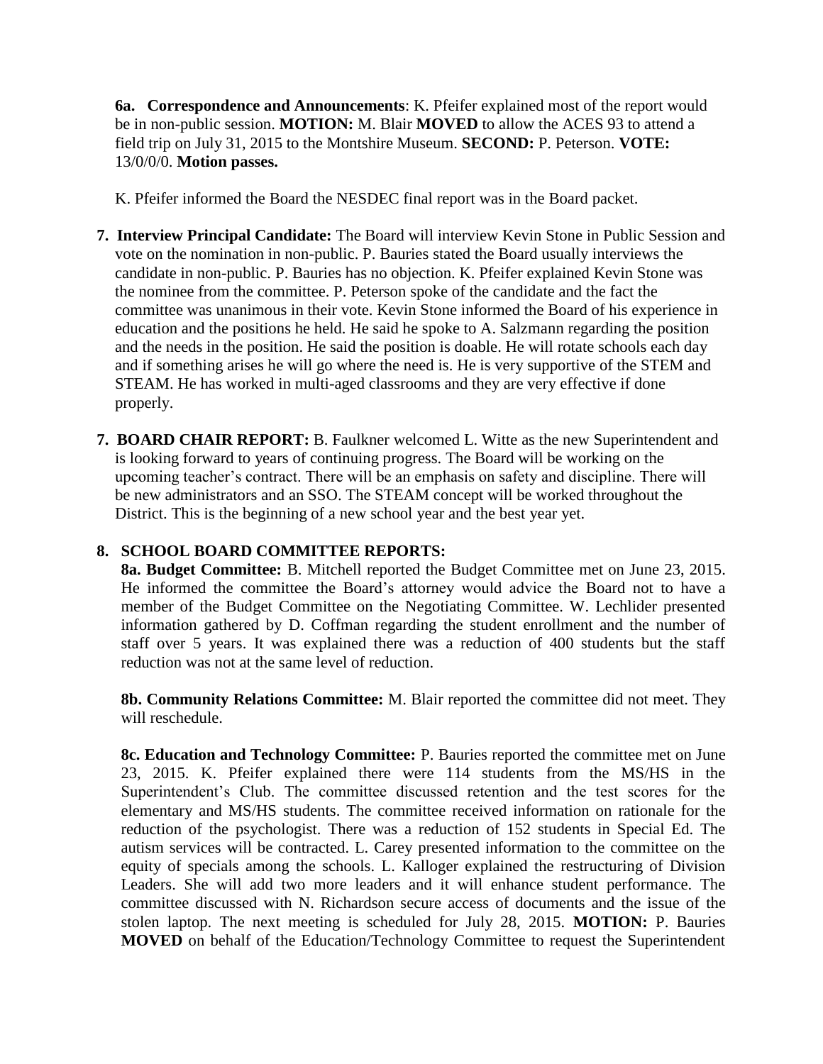**6a. Correspondence and Announcements**: K. Pfeifer explained most of the report would be in non-public session. **MOTION:** M. Blair **MOVED** to allow the ACES 93 to attend a field trip on July 31, 2015 to the Montshire Museum. **SECOND:** P. Peterson. **VOTE:** 13/0/0/0. **Motion passes.**

K. Pfeifer informed the Board the NESDEC final report was in the Board packet.

7. **Interview Principal Candidate:** The Board will interview Kevin Stone in Public Session and vote on the nomination in non-public. P. Bauries stated the Board usually interviews the candidate in non-public. P. Bauries has no objection. K. Pfeifer explained Kevin Stone was the nominee from the committee. P. Peterson spoke of the candidate and the fact the committee was unanimous in their vote. Kevin Stone informed the Board of his experience in education and the positions he held. He said he spoke to A. Salzmann regarding the position and the needs in the position. He said the position is doable. He will rotate schools each day and if something arises he will go where the need is. He is very supportive of the STEM and STEAM. He has worked in multi-aged classrooms and they are very effective if done properly.

7. **BOARD CHAIR REPORT:** B. Faulkner welcomed L. Witte as the new Superintendent and is looking forward to years of continuing progress. The Board will be working on the upcoming teacher's contract. There will be an emphasis on safety and discipline. There will be new administrators and an SSO. The STEAM concept will be worked throughout the District. This is the beginning of a new school year and the best year yet.

8. **SCHOOL BOARD COMMITTEE REPORTS:**

**8a. Budget Committee:** B. Mitchell reported the Budget Committee met on June 23, 2015. He informed the committee the Board's attorney would advice the Board not to have a member of the Budget Committee on the Negotiating Committee. W. Lechlider presented information gathered by D. Coffman regarding the student enrollment and the number of staff over 5 years. It was explained there was a reduction of 400 students but the staff reduction was not at the same level of reduction.

**8b. Community Relations Committee:** M. Blair reported the committee did not meet. They will reschedule.

**8c. Education and Technology Committee:** P. Bauries reported the committee met on June 23, 2015. K. Pfeifer explained there were 114 students from the MS/HS in the Superintendent's Club. The committee discussed retention and the test scores for the elementary and MS/HS students. The committee received information on rationale for the reduction of the psychologist. There was a reduction of 152 students in Special Ed. The autism services will be contracted. L. Carey presented information to the committee on the equity of specials among the schools. L. Kalloger explained the restructuring of Division Leaders. She will add two more leaders and it will enhance student performance. The committee discussed with N. Richardson secure access of documents and the issue of the stolen laptop. The next meeting is scheduled for July 28, 2015. **MOTION:** P. Bauries **MOVED** on behalf of the Education/Technology Committee to request the Superintendent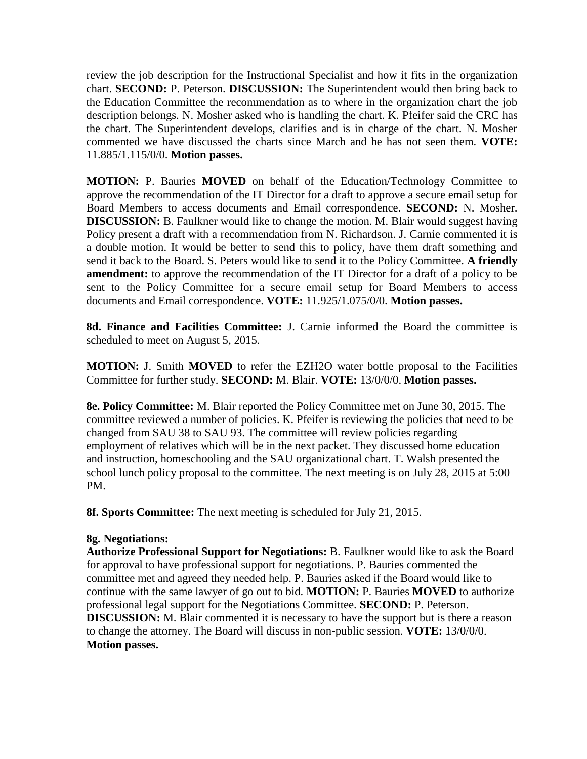review the job description for the Instructional Specialist and how it fits in the organization chart. **SECOND:** P. Peterson. **DISCUSSION:** The Superintendent would then bring back to the Education Committee the recommendation as to where in the organization chart the job description belongs. N. Mosher asked who is handling the chart. K. Pfeifer said the CRC has the chart. The Superintendent develops, clarifies and is in charge of the chart. N. Mosher commented we have discussed the charts since March and he has not seen them. **VOTE:** 11.885/1.115/0/0. **Motion passes.**

**MOTION:** P. Bauries **MOVED** on behalf of the Education/Technology Committee to approve the recommendation of the IT Director for a draft to approve a secure email setup for Board Members to access documents and Email correspondence. **SECOND:** N. Mosher. **DISCUSSION:** B. Faulkner would like to change the motion. M. Blair would suggest having Policy present a draft with a recommendation from N. Richardson. J. Carnie commented it is a double motion. It would be better to send this to policy, have them draft something and send it back to the Board. S. Peters would like to send it to the Policy Committee. **A friendly amendment:** to approve the recommendation of the IT Director for a draft of a policy to be sent to the Policy Committee for a secure email setup for Board Members to access documents and Email correspondence. **VOTE:** 11.925/1.075/0/0. **Motion passes.**

**8d. Finance and Facilities Committee:** J. Carnie informed the Board the committee is scheduled to meet on August 5, 2015.

**MOTION:** J. Smith **MOVED** to refer the EZH2O water bottle proposal to the Facilities Committee for further study. **SECOND:** M. Blair. **VOTE:** 13/0/0/0. **Motion passes.**

**8e. Policy Committee:** M. Blair reported the Policy Committee met on June 30, 2015. The committee reviewed a number of policies. K. Pfeifer is reviewing the policies that need to be changed from SAU 38 to SAU 93. The committee will review policies regarding employment of relatives which will be in the next packet. They discussed home education and instruction, homeschooling and the SAU organizational chart. T. Walsh presented the school lunch policy proposal to the committee. The next meeting is on July 28, 2015 at 5:00 PM.

**8f. Sports Committee:** The next meeting is scheduled for July 21, 2015.

**8g. Negotiations:**
**Authorize Professional Support for Negotiations:** B. Faulkner would like to ask the Board for approval to have professional support for negotiations. P. Bauries commented the committee met and agreed they needed help. P. Bauries asked if the Board would like to continue with the same lawyer of go out to bid. **MOTION:** P. Bauries **MOVED** to authorize professional legal support for the Negotiations Committee. **SECOND:** P. Peterson. **DISCUSSION:** M. Blair commented it is necessary to have the support but is there a reason to change the attorney. The Board will discuss in non-public session. **VOTE:** 13/0/0/0. **Motion passes.**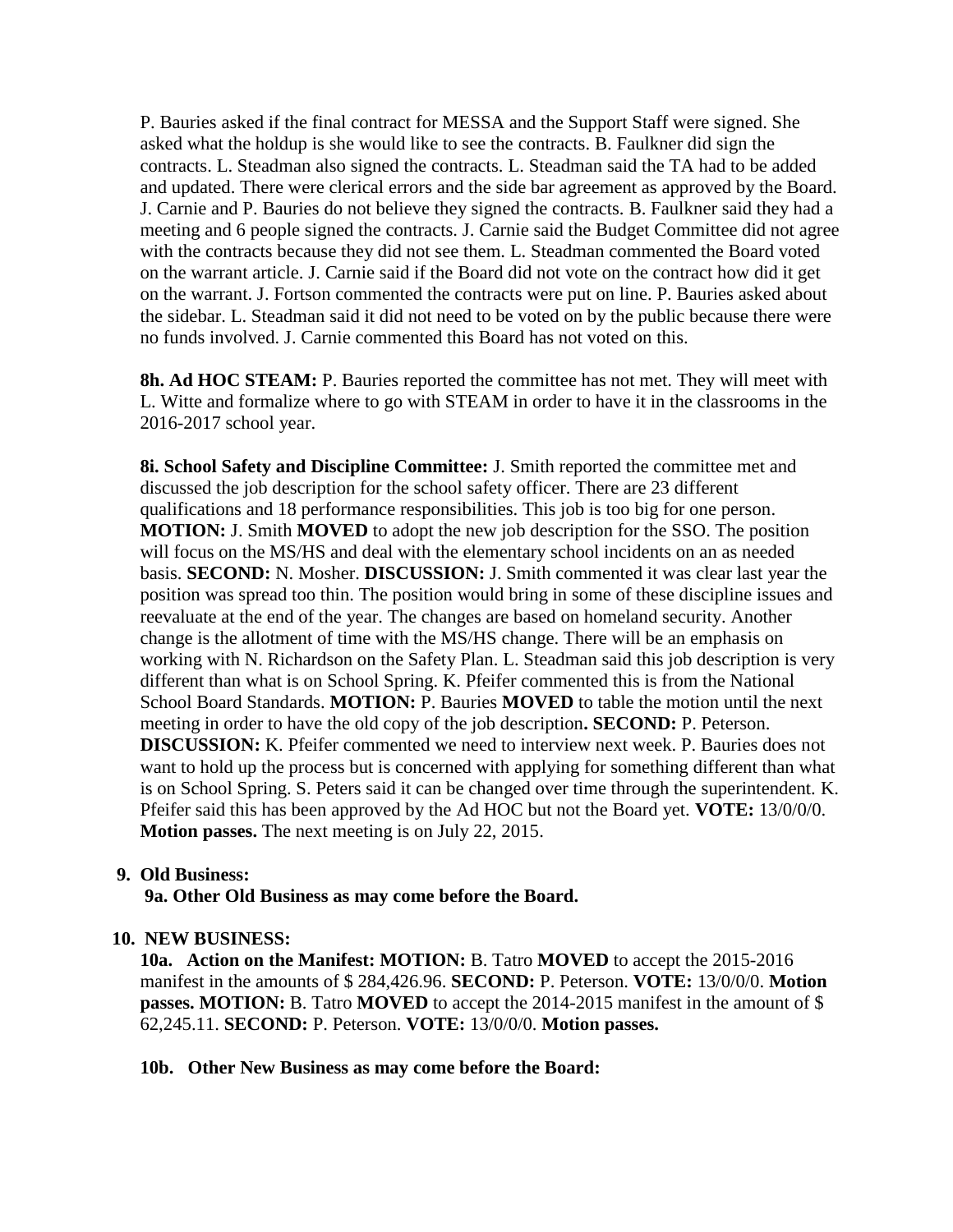P. Bauries asked if the final contract for MESSA and the Support Staff were signed. She asked what the holdup is she would like to see the contracts. B. Faulkner did sign the contracts. L. Steadman also signed the contracts. L. Steadman said the TA had to be added and updated. There were clerical errors and the side bar agreement as approved by the Board. J. Carnie and P. Bauries do not believe they signed the contracts. B. Faulkner said they had a meeting and 6 people signed the contracts. J. Carnie said the Budget Committee did not agree with the contracts because they did not see them. L. Steadman commented the Board voted on the warrant article. J. Carnie said if the Board did not vote on the contract how did it get on the warrant. J. Fortson commented the contracts were put on line. P. Bauries asked about the sidebar. L. Steadman said it did not need to be voted on by the public because there were no funds involved. J. Carnie commented this Board has not voted on this.

**8h. Ad HOC STEAM:** P. Bauries reported the committee has not met. They will meet with L. Witte and formalize where to go with STEAM in order to have it in the classrooms in the 2016-2017 school year.

**8i. School Safety and Discipline Committee:** J. Smith reported the committee met and discussed the job description for the school safety officer. There are 23 different qualifications and 18 performance responsibilities. This job is too big for one person. **MOTION:** J. Smith **MOVED** to adopt the new job description for the SSO. The position will focus on the MS/HS and deal with the elementary school incidents on an as needed basis. **SECOND:** N. Mosher. **DISCUSSION:** J. Smith commented it was clear last year the position was spread too thin. The position would bring in some of these discipline issues and reevaluate at the end of the year. The changes are based on homeland security. Another change is the allotment of time with the MS/HS change. There will be an emphasis on working with N. Richardson on the Safety Plan. L. Steadman said this job description is very different than what is on School Spring. K. Pfeifer commented this is from the National School Board Standards. **MOTION:** P. Bauries **MOVED** to table the motion until the next meeting in order to have the old copy of the job description**. SECOND:** P. Peterson. **DISCUSSION:** K. Pfeifer commented we need to interview next week. P. Bauries does not want to hold up the process but is concerned with applying for something different than what is on School Spring. S. Peters said it can be changed over time through the superintendent. K. Pfeifer said this has been approved by the Ad HOC but not the Board yet. **VOTE:** 13/0/0/0. **Motion passes.** The next meeting is on July 22, 2015.

**9. Old Business:**

**9a. Other Old Business as may come before the Board.**

**10. NEW BUSINESS:**

**10a. Action on the Manifest: MOTION:** B. Tatro **MOVED** to accept the 2015-2016 manifest in the amounts of $ 284,426.96. **SECOND:** P. Peterson. **VOTE:** 13/0/0/0. **Motion passes. MOTION:** B. Tatro **MOVED** to accept the 2014-2015 manifest in the amount of $ 62,245.11. **SECOND:** P. Peterson. **VOTE:** 13/0/0/0. **Motion passes.**

**10b. Other New Business as may come before the Board:**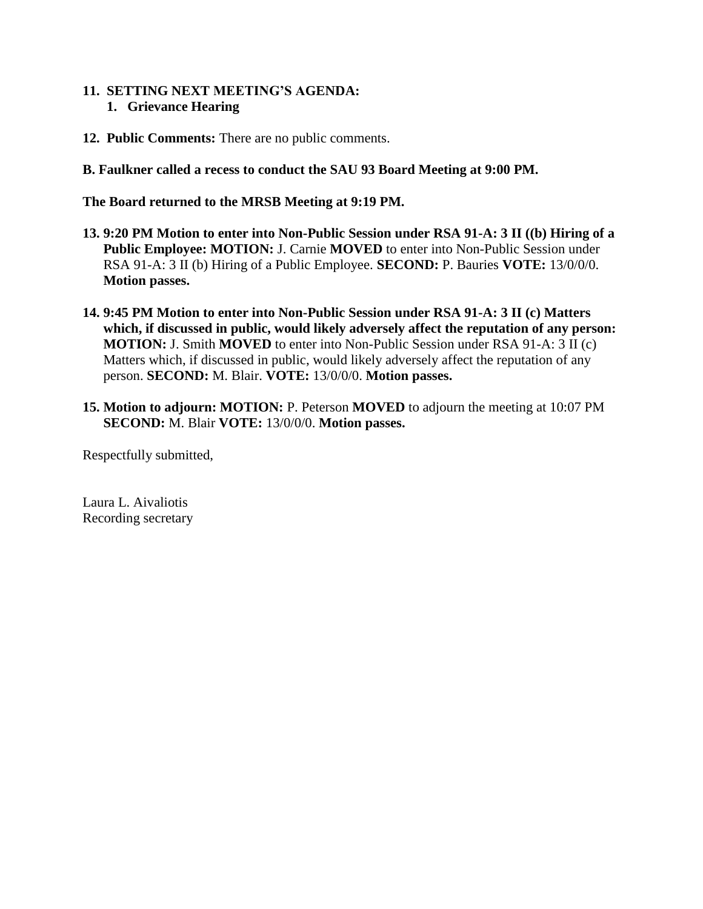**11. SETTING NEXT MEETING'S AGENDA:**

1. **Grievance Hearing**

**12. Public Comments:** There are no public comments.

**B. Faulkner called a recess to conduct the SAU 93 Board Meeting at 9:00 PM.**

**The Board returned to the MRSB Meeting at 9:19 PM.**

**13. 9:20 PM Motion to enter into Non-Public Session under RSA 91-A: 3 II ((b) Hiring of a Public Employee: MOTION:** J. Carnie **MOVED** to enter into Non-Public Session under RSA 91-A: 3 II (b) Hiring of a Public Employee. **SECOND:** P. Bauries **VOTE:** 13/0/0/0. **Motion passes.**

**14. 9:45 PM Motion to enter into Non-Public Session under RSA 91-A: 3 II (c) Matters which, if discussed in public, would likely adversely affect the reputation of any person: MOTION:** J. Smith **MOVED** to enter into Non-Public Session under RSA 91-A: 3 II (c) Matters which, if discussed in public, would likely adversely affect the reputation of any person. **SECOND:** M. Blair. **VOTE:** 13/0/0/0. **Motion passes.**

**15. Motion to adjourn: MOTION:** P. Peterson **MOVED** to adjourn the meeting at 10:07 PM **SECOND:** M. Blair **VOTE:** 13/0/0/0. **Motion passes.**

Respectfully submitted,

Laura L. Aivaliotis
Recording secretary